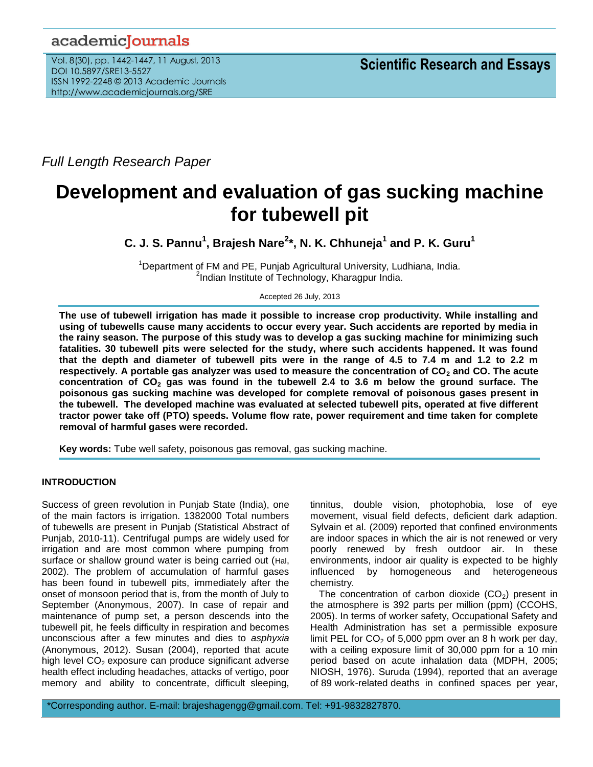*Full Length Research Paper*

# Development and evaluation of gas sucking machine for tubewell pit

**C. J. S. Pannu[1], Brajesh Nare[2]*, N. K. Chhuneja[1] and P. K. Guru[1]**

[1]Department of FM and PE, Punjab Agricultural University, Ludhiana, India.
[2]Indian Institute of Technology, Kharagpur India.

Accepted 26 July, 2013

**The use of tubewell irrigation has made it possible to increase crop productivity. While installing and using of tubewells cause many accidents to occur every year. Such accidents are reported by media in the rainy season. The purpose of this study was to develop a gas sucking machine for minimizing such fatalities. 30 tubewell pits were selected for the study, where such accidents happened. It was found that the depth and diameter of tubewell pits were in the range of 4.5 to 7.4 m and 1.2 to 2.2 m respectively. A portable gas analyzer was used to measure the concentration of $CO_2$ and CO. The acute concentration of $CO_2$ gas was found in the tubewell 2.4 to 3.6 m below the ground surface. The poisonous gas sucking machine was developed for complete removal of poisonous gases present in the tubewell. The developed machine was evaluated at selected tubewell pits, operated at five different tractor power take off (PTO) speeds. Volume flow rate, power requirement and time taken for complete removal of harmful gases were recorded.**

**Key words:** Tube well safety, poisonous gas removal, gas sucking machine.

## INTRODUCTION

Success of green revolution in Punjab State (India), one of the main factors is irrigation. 1382000 Total numbers of tubewells are present in Punjab (Statistical Abstract of Punjab, 2010-11). Centrifugal pumps are widely used for irrigation and are most common where pumping from surface or shallow ground water is being carried out (Hal, 2002). The problem of accumulation of harmful gases has been found in tubewell pits, immediately after the onset of monsoon period that is, from the month of July to September (Anonymous, 2007). In case of repair and maintenance of pump set, a person descends into the tubewell pit, he feels difficulty in respiration and becomes unconscious after a few minutes and dies to *asphyxia* (Anonymous, 2012). Susan (2004), reported that acute high level $CO_2$ exposure can produce significant adverse health effect including headaches, attacks of vertigo, poor memory and ability to concentrate, difficult sleeping, tinnitus, double vision, photophobia, lose of eye movement, visual field defects, deficient dark adaption. Sylvain et al. (2009) reported that confined environments are indoor spaces in which the air is not renewed or very poorly renewed by fresh outdoor air. In these environments, indoor air quality is expected to be highly influenced by homogeneous and heterogeneous chemistry.

The concentration of carbon dioxide ($CO_2$) present in the atmosphere is 392 parts per million (ppm) (CCOHS, 2005). In terms of worker safety, Occupational Safety and Health Administration has set a permissible exposure limit PEL for $CO_2$ of 5,000 ppm over an 8 h work per day, with a ceiling exposure limit of 30,000 ppm for a 10 min period based on acute inhalation data (MDPH, 2005; NIOSH, 1976). Suruda (1994), reported that an average of 89 work-related deaths in confined spaces per year,

*Corresponding author. E-mail: brajeshagengg@gmail.com. Tel: +91-9832827870.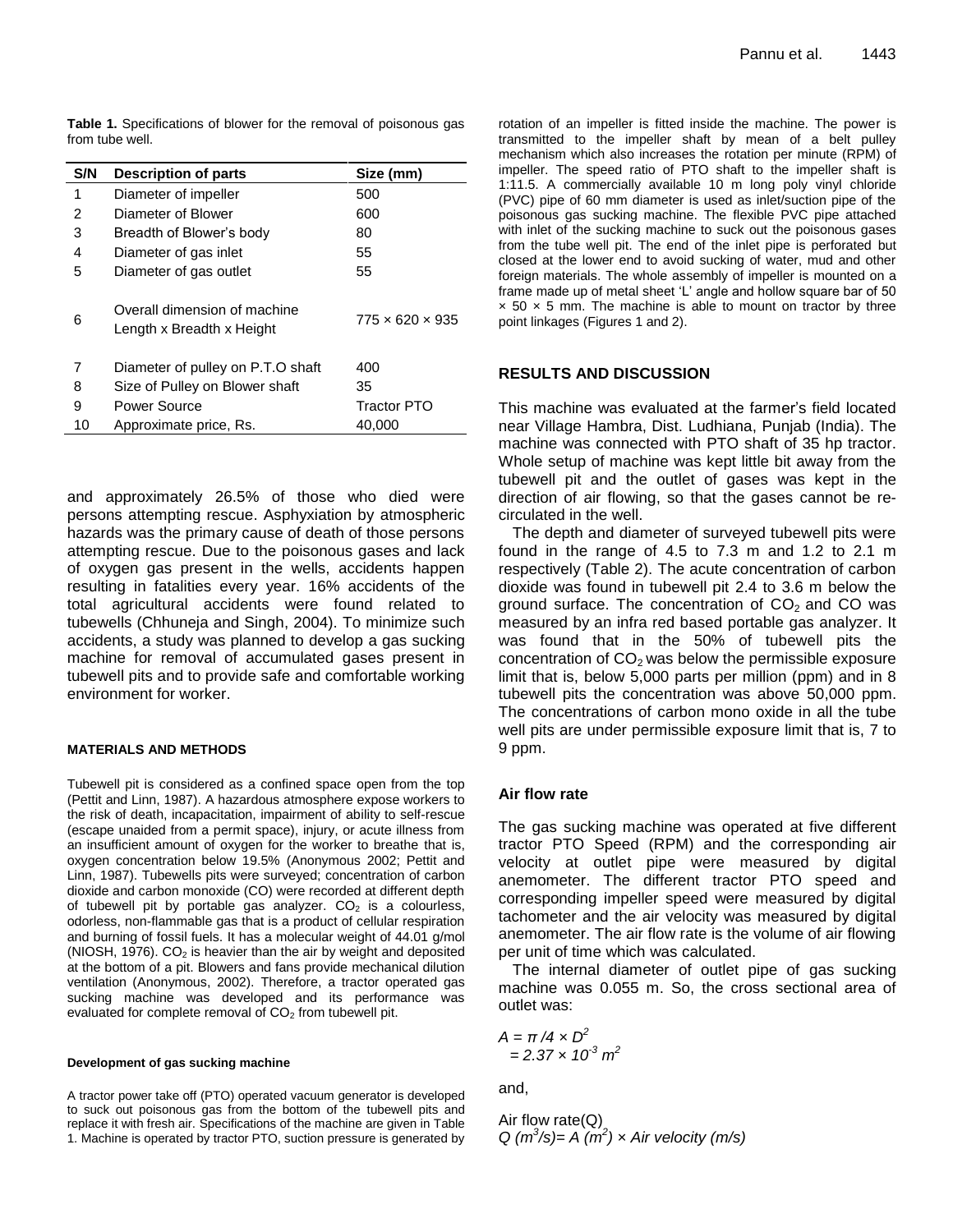**Table 1.** Specifications of blower for the removal of poisonous gas from tube well.

| S/N | Description of parts | Size (mm) |
|---|---|---|
| 1 | Diameter of impeller | 500 |
| 2 | Diameter of Blower | 600 |
| 3 | Breadth of Blower's body | 80 |
| 4 | Diameter of gas inlet | 55 |
| 5 | Diameter of gas outlet | 55 |
| 6 | Overall dimension of machine Length x Breadth x Height | 775 × 620 × 935 |
| 7 | Diameter of pulley on P.T.O shaft | 400 |
| 8 | Size of Pulley on Blower shaft | 35 |
| 9 | Power Source | Tractor PTO |
| 10 | Approximate price, Rs. | 40,000 |

and approximately 26.5% of those who died were persons attempting rescue. Asphyxiation by atmospheric hazards was the primary cause of death of those persons attempting rescue. Due to the poisonous gases and lack of oxygen gas present in the wells, accidents happen resulting in fatalities every year. 16% accidents of the total agricultural accidents were found related to tubewells (Chhuneja and Singh, 2004). To minimize such accidents, a study was planned to develop a gas sucking machine for removal of accumulated gases present in tubewell pits and to provide safe and comfortable working environment for worker.

## MATERIALS AND METHODS

Tubewell pit is considered as a confined space open from the top (Pettit and Linn, 1987). A hazardous atmosphere expose workers to the risk of death, incapacitation, impairment of ability to self-rescue (escape unaided from a permit space), injury, or acute illness from an insufficient amount of oxygen for the worker to breathe that is, oxygen concentration below 19.5% (Anonymous 2002; Pettit and Linn, 1987). Tubewells pits were surveyed; concentration of carbon dioxide and carbon monoxide (CO) were recorded at different depth of tubewell pit by portable gas analyzer. $CO_2$ is a colourless, odorless, non-flammable gas that is a product of cellular respiration and burning of fossil fuels. It has a molecular weight of 44.01 g/mol (NIOSH, 1976). $CO_2$ is heavier than the air by weight and deposited at the bottom of a pit. Blowers and fans provide mechanical dilution ventilation (Anonymous, 2002). Therefore, a tractor operated gas sucking machine was developed and its performance was evaluated for complete removal of $CO_2$ from tubewell pit.

### Development of gas sucking machine

A tractor power take off (PTO) operated vacuum generator is developed to suck out poisonous gas from the bottom of the tubewell pits and replace it with fresh air. Specifications of the machine are given in Table 1. Machine is operated by tractor PTO, suction pressure is generated by rotation of an impeller is fitted inside the machine. The power is transmitted to the impeller shaft by mean of a belt pulley mechanism which also increases the rotation per minute (RPM) of impeller. The speed ratio of PTO shaft to the impeller shaft is 1:11.5. A commercially available 10 m long poly vinyl chloride (PVC) pipe of 60 mm diameter is used as inlet/suction pipe of the poisonous gas sucking machine. The flexible PVC pipe attached with inlet of the sucking machine to suck out the poisonous gases from the tube well pit. The end of the inlet pipe is perforated but closed at the lower end to avoid sucking of water, mud and other foreign materials. The whole assembly of impeller is mounted on a frame made up of metal sheet 'L' angle and hollow square bar of 50 × 50 × 5 mm. The machine is able to mount on tractor by three point linkages (Figures 1 and 2).

## RESULTS AND DISCUSSION

This machine was evaluated at the farmer's field located near Village Hambra, Dist. Ludhiana, Punjab (India). The machine was connected with PTO shaft of 35 hp tractor. Whole setup of machine was kept little bit away from the tubewell pit and the outlet of gases was kept in the direction of air flowing, so that the gases cannot be re-circulated in the well.

The depth and diameter of surveyed tubewell pits were found in the range of 4.5 to 7.3 m and 1.2 to 2.1 m respectively (Table 2). The acute concentration of carbon dioxide was found in tubewell pit 2.4 to 3.6 m below the ground surface. The concentration of $CO_2$ and CO was measured by an infra red based portable gas analyzer. It was found that in the 50% of tubewell pits the concentration of $CO_2$ was below the permissible exposure limit that is, below 5,000 parts per million (ppm) and in 8 tubewell pits the concentration was above 50,000 ppm. The concentrations of carbon mono oxide in all the tube well pits are under permissible exposure limit that is, 7 to 9 ppm.

### Air flow rate

The gas sucking machine was operated at five different tractor PTO Speed (RPM) and the corresponding air velocity at outlet pipe were measured by digital anemometer. The different tractor PTO speed and corresponding impeller speed were measured by digital tachometer and the air velocity was measured by digital anemometer. The air flow rate is the volume of air flowing per unit of time which was calculated.

The internal diameter of outlet pipe of gas sucking machine was 0.055 m. So, the cross sectional area of outlet was:

$$A = \pi / 4 \times D^2$$
$$= 2.37 \times 10^{-3}\ m^2$$

and,

Air flow rate(Q)

$$Q\ (m^3/s) = A\ (m^2) \times \text{Air velocity (m/s)}$$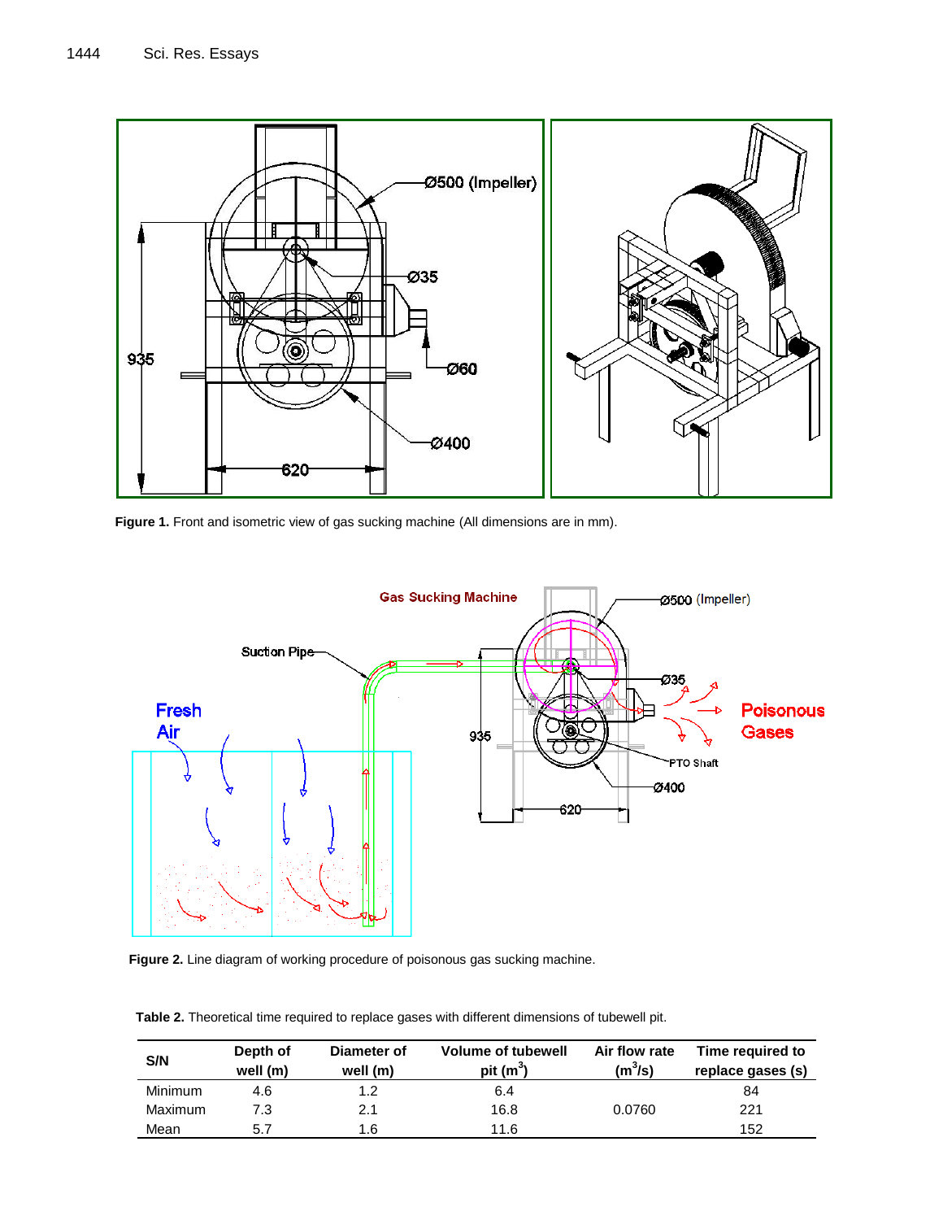Figure 1. Front and isometric view of gas sucking machine (All dimensions are in mm).

Figure 2. Line diagram of working procedure of poisonous gas sucking machine.

**Table 2.** Theoretical time required to replace gases with different dimensions of tubewell pit.

| S/N | Depth of well (m) | Diameter of well (m) | Volume of tubewell pit ($m^3$) | Air flow rate ($m^3/s$) | Time required to replace gases (s) |
|---|---|---|---|---|---|
| Minimum | 4.6 | 1.2 | 6.4 | | 84 |
| Maximum | 7.3 | 2.1 | 16.8 | 0.0760 | 221 |
| Mean | 5.7 | 1.6 | 11.6 | | 152 |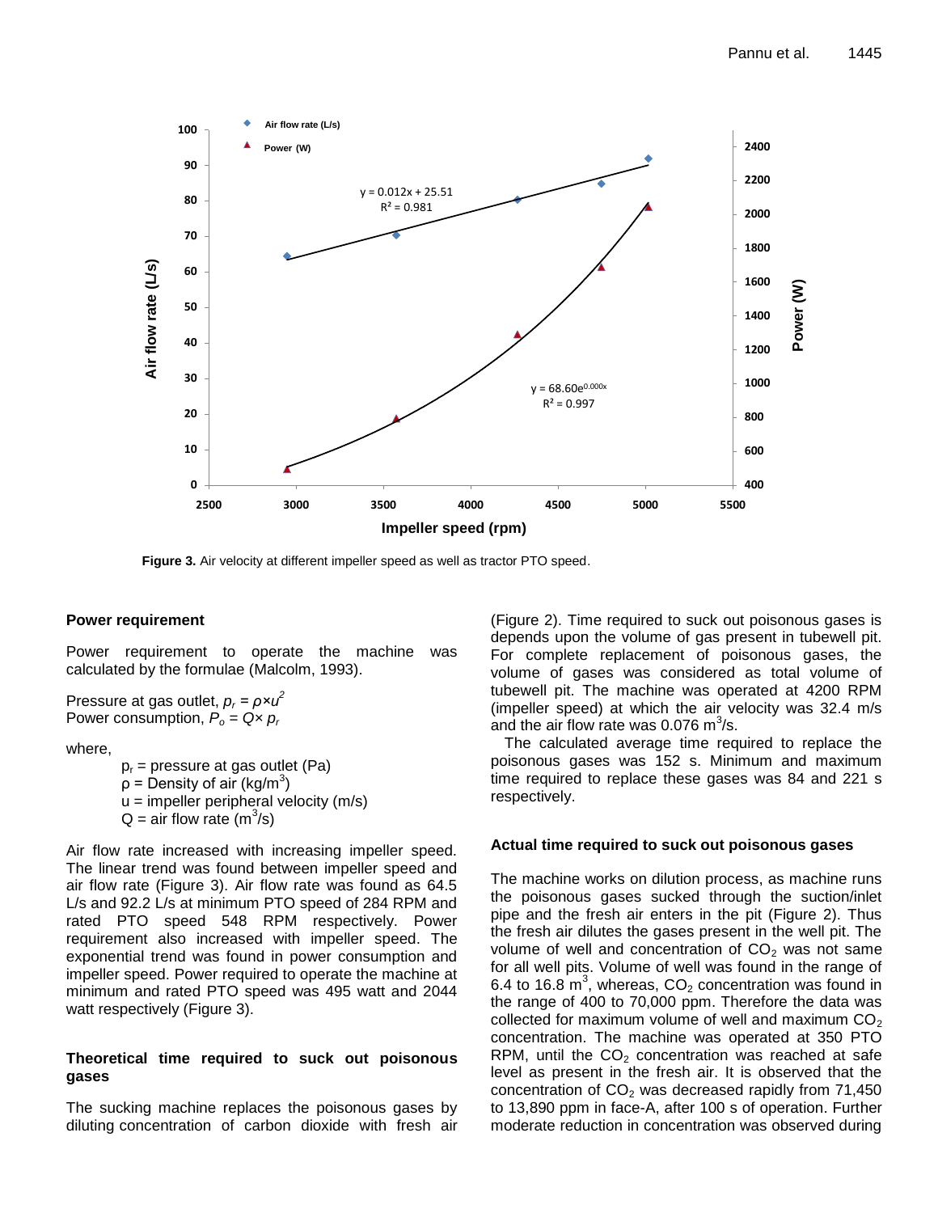Figure 3. Air velocity at different impeller speed as well as tractor PTO speed.

### Power requirement

Power requirement to operate the machine was calculated by the formulae (Malcolm, 1993).

Pressure at gas outlet, $p_r = \rho \times u^2$
Power consumption, $P_o = Q \times p_r$

where,

$p_r$ = pressure at gas outlet (Pa)
$\rho$ = Density of air (kg/m$^3$)
u = impeller peripheral velocity (m/s)
Q = air flow rate (m$^3$/s)

Air flow rate increased with increasing impeller speed. The linear trend was found between impeller speed and air flow rate (Figure 3). Air flow rate was found as 64.5 L/s and 92.2 L/s at minimum PTO speed of 284 RPM and rated PTO speed 548 RPM respectively. Power requirement also increased with impeller speed. The exponential trend was found in power consumption and impeller speed. Power required to operate the machine at minimum and rated PTO speed was 495 watt and 2044 watt respectively (Figure 3).

### Theoretical time required to suck out poisonous gases

The sucking machine replaces the poisonous gases by diluting concentration of carbon dioxide with fresh air (Figure 2). Time required to suck out poisonous gases is depends upon the volume of gas present in tubewell pit. For complete replacement of poisonous gases, the volume of gases was considered as total volume of tubewell pit. The machine was operated at 4200 RPM (impeller speed) at which the air velocity was 32.4 m/s and the air flow rate was 0.076 m$^3$/s.

The calculated average time required to replace the poisonous gases was 152 s. Minimum and maximum time required to replace these gases was 84 and 221 s respectively.

### Actual time required to suck out poisonous gases

The machine works on dilution process, as machine runs the poisonous gases sucked through the suction/inlet pipe and the fresh air enters in the pit (Figure 2). Thus the fresh air dilutes the gases present in the well pit. The volume of well and concentration of $CO_2$ was not same for all well pits. Volume of well was found in the range of 6.4 to 16.8 m$^3$, whereas, $CO_2$ concentration was found in the range of 400 to 70,000 ppm. Therefore the data was collected for maximum volume of well and maximum $CO_2$ concentration. The machine was operated at 350 PTO RPM, until the $CO_2$ concentration was reached at safe level as present in the fresh air. It is observed that the concentration of $CO_2$ was decreased rapidly from 71,450 to 13,890 ppm in face-A, after 100 s of operation. Further moderate reduction in concentration was observed during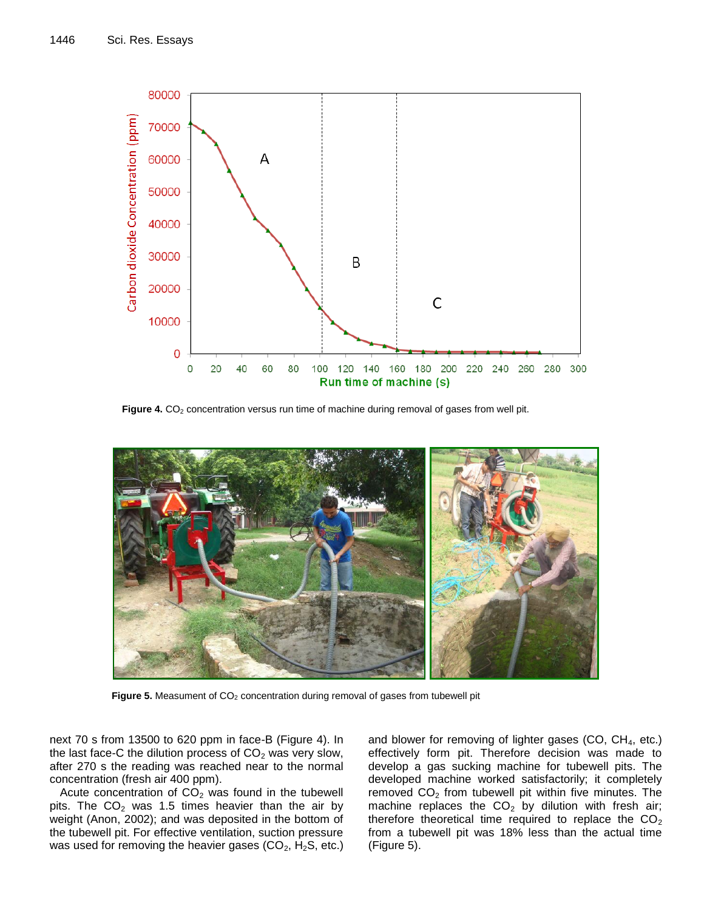Figure 4. $CO_2$ concentration versus run time of machine during removal of gases from well pit.

Figure 5. Measument of $CO_2$ concentration during removal of gases from tubewell pit

next 70 s from 13500 to 620 ppm in face-B (Figure 4). In the last face-C the dilution process of $CO_2$ was very slow, after 270 s the reading was reached near to the normal concentration (fresh air 400 ppm).

Acute concentration of $CO_2$ was found in the tubewell pits. The $CO_2$ was 1.5 times heavier than the air by weight (Anon, 2002); and was deposited in the bottom of the tubewell pit. For effective ventilation, suction pressure was used for removing the heavier gases ($CO_2$, $H_2S$, etc.) and blower for removing of lighter gases (CO, $CH_4$, etc.) effectively form pit. Therefore decision was made to develop a gas sucking machine for tubewell pits. The developed machine worked satisfactorily; it completely removed $CO_2$ from tubewell pit within five minutes. The machine replaces the $CO_2$ by dilution with fresh air; therefore theoretical time required to replace the $CO_2$ from a tubewell pit was 18% less than the actual time (Figure 5).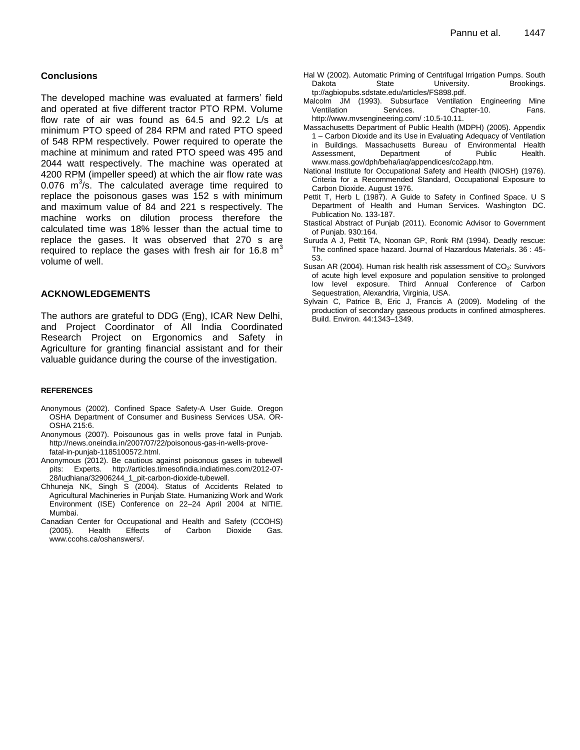## Conclusions

The developed machine was evaluated at farmers' field and operated at five different tractor PTO RPM. Volume flow rate of air was found as 64.5 and 92.2 L/s at minimum PTO speed of 284 RPM and rated PTO speed of 548 RPM respectively. Power required to operate the machine at minimum and rated PTO speed was 495 and 2044 watt respectively. The machine was operated at 4200 RPM (impeller speed) at which the air flow rate was 0.076 $m^3$/s. The calculated average time required to replace the poisonous gases was 152 s with minimum and maximum value of 84 and 221 s respectively. The machine works on dilution process therefore the calculated time was 18% lesser than the actual time to replace the gases. It was observed that 270 s are required to replace the gases with fresh air for 16.8 $m^3$ volume of well.

## ACKNOWLEDGEMENTS

The authors are grateful to DDG (Eng), ICAR New Delhi, and Project Coordinator of All India Coordinated Research Project on Ergonomics and Safety in Agriculture for granting financial assistant and for their valuable guidance during the course of the investigation.

## REFERENCES

Anonymous (2002). Confined Space Safety-A User Guide. Oregon OSHA Department of Consumer and Business Services USA. OR-OSHA 215:6.

Anonymous (2007). Poisounous gas in wells prove fatal in Punjab. http://news.oneindia.in/2007/07/22/poisonous-gas-in-wells-prove-fatal-in-punjab-1185100572.html.

Anonymous (2012). Be cautious against poisonous gases in tubewell pits: Experts. http://articles.timesofindia.indiatimes.com/2012-07-28/ludhiana/32906244_1_pit-carbon-dioxide-tubewell.

Chhuneja NK, Singh S (2004). Status of Accidents Related to Agricultural Machineries in Punjab State. Humanizing Work and Work Environment (ISE) Conference on 22–24 April 2004 at NITIE. Mumbai.

Canadian Center for Occupational and Health and Safety (CCOHS) (2005). Health Effects of Carbon Dioxide Gas. www.ccohs.ca/oshanswers/.

Hal W (2002). Automatic Priming of Centrifugal Irrigation Pumps. South Dakota State University. Brookings. tp://agbiopubs.sdstate.edu/articles/FS898.pdf.

Malcolm JM (1993). Subsurface Ventilation Engineering Mine Ventilation Services. Chapter-10. Fans. http://www.mvsengineering.com/ :10.5-10.11.

Massachusetts Department of Public Health (MDPH) (2005). Appendix 1 – Carbon Dioxide and its Use in Evaluating Adequacy of Ventilation in Buildings. Massachusetts Bureau of Environmental Health Assessment, Department of Public Health. www.mass.gov/dph/beha/iaq/appendices/co2app.htm.

National Institute for Occupational Safety and Health (NIOSH) (1976). Criteria for a Recommended Standard, Occupational Exposure to Carbon Dioxide. August 1976.

Pettit T, Herb L (1987). A Guide to Safety in Confined Space. U S Department of Health and Human Services. Washington DC. Publication No. 133-187.

Stastical Abstract of Punjab (2011). Economic Advisor to Government of Punjab. 930:164.

Suruda A J, Pettit TA, Noonan GP, Ronk RM (1994). Deadly rescue: The confined space hazard. Journal of Hazardous Materials. 36 : 45-53.

Susan AR (2004). Human risk health risk assessment of $CO_2$: Survivors of acute high level exposure and population sensitive to prolonged low level exposure. Third Annual Conference of Carbon Sequestration, Alexandria, Virginia, USA.

Sylvain C, Patrice B, Eric J, Francis A (2009). Modeling of the production of secondary gaseous products in confined atmospheres. Build. Environ. 44:1343–1349.